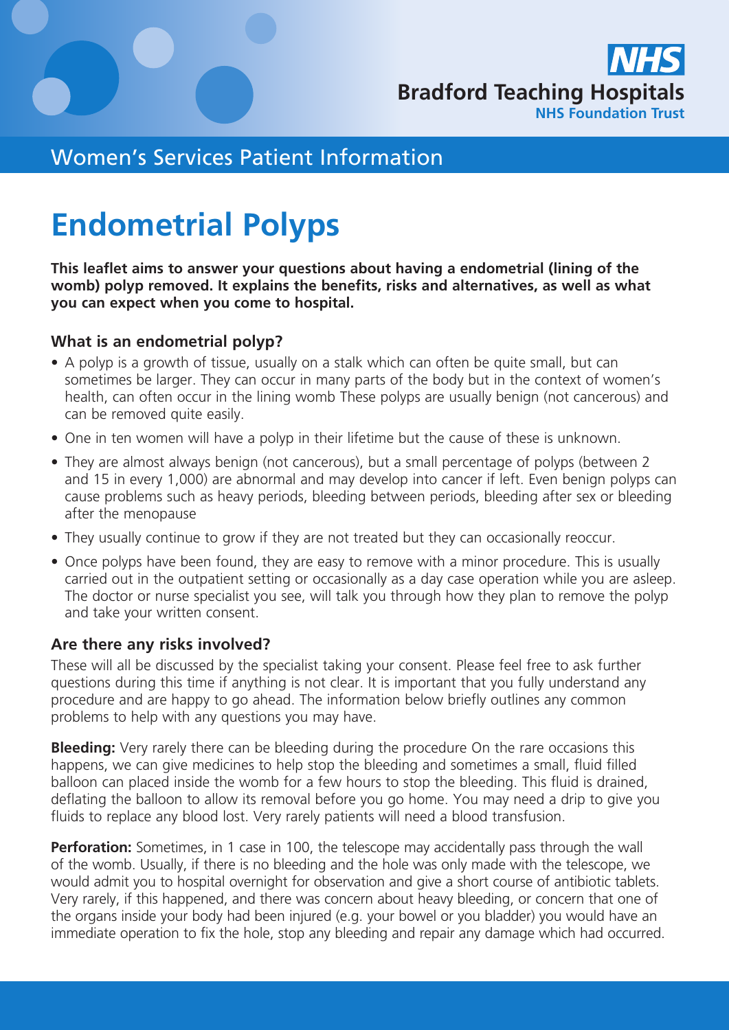NHS

Bradford Teaching Hospitals
NHS Foundation Trust

Women's Services Patient Information

# Endometrial Polyps

**This leaflet aims to answer your questions about having a endometrial (lining of the womb) polyp removed. It explains the benefits, risks and alternatives, as well as what you can expect when you come to hospital.**

### What is an endometrial polyp?

- A polyp is a growth of tissue, usually on a stalk which can often be quite small, but can sometimes be larger. They can occur in many parts of the body but in the context of women's health, can often occur in the lining womb These polyps are usually benign (not cancerous) and can be removed quite easily.
- One in ten women will have a polyp in their lifetime but the cause of these is unknown.
- They are almost always benign (not cancerous), but a small percentage of polyps (between 2 and 15 in every 1,000) are abnormal and may develop into cancer if left. Even benign polyps can cause problems such as heavy periods, bleeding between periods, bleeding after sex or bleeding after the menopause
- They usually continue to grow if they are not treated but they can occasionally reoccur.
- Once polyps have been found, they are easy to remove with a minor procedure. This is usually carried out in the outpatient setting or occasionally as a day case operation while you are asleep. The doctor or nurse specialist you see, will talk you through how they plan to remove the polyp and take your written consent.

### Are there any risks involved?

These will all be discussed by the specialist taking your consent. Please feel free to ask further questions during this time if anything is not clear. It is important that you fully understand any procedure and are happy to go ahead. The information below briefly outlines any common problems to help with any questions you may have.

**Bleeding:** Very rarely there can be bleeding during the procedure On the rare occasions this happens, we can give medicines to help stop the bleeding and sometimes a small, fluid filled balloon can placed inside the womb for a few hours to stop the bleeding. This fluid is drained, deflating the balloon to allow its removal before you go home. You may need a drip to give you fluids to replace any blood lost. Very rarely patients will need a blood transfusion.

**Perforation:** Sometimes, in 1 case in 100, the telescope may accidentally pass through the wall of the womb. Usually, if there is no bleeding and the hole was only made with the telescope, we would admit you to hospital overnight for observation and give a short course of antibiotic tablets. Very rarely, if this happened, and there was concern about heavy bleeding, or concern that one of the organs inside your body had been injured (e.g. your bowel or you bladder) you would have an immediate operation to fix the hole, stop any bleeding and repair any damage which had occurred.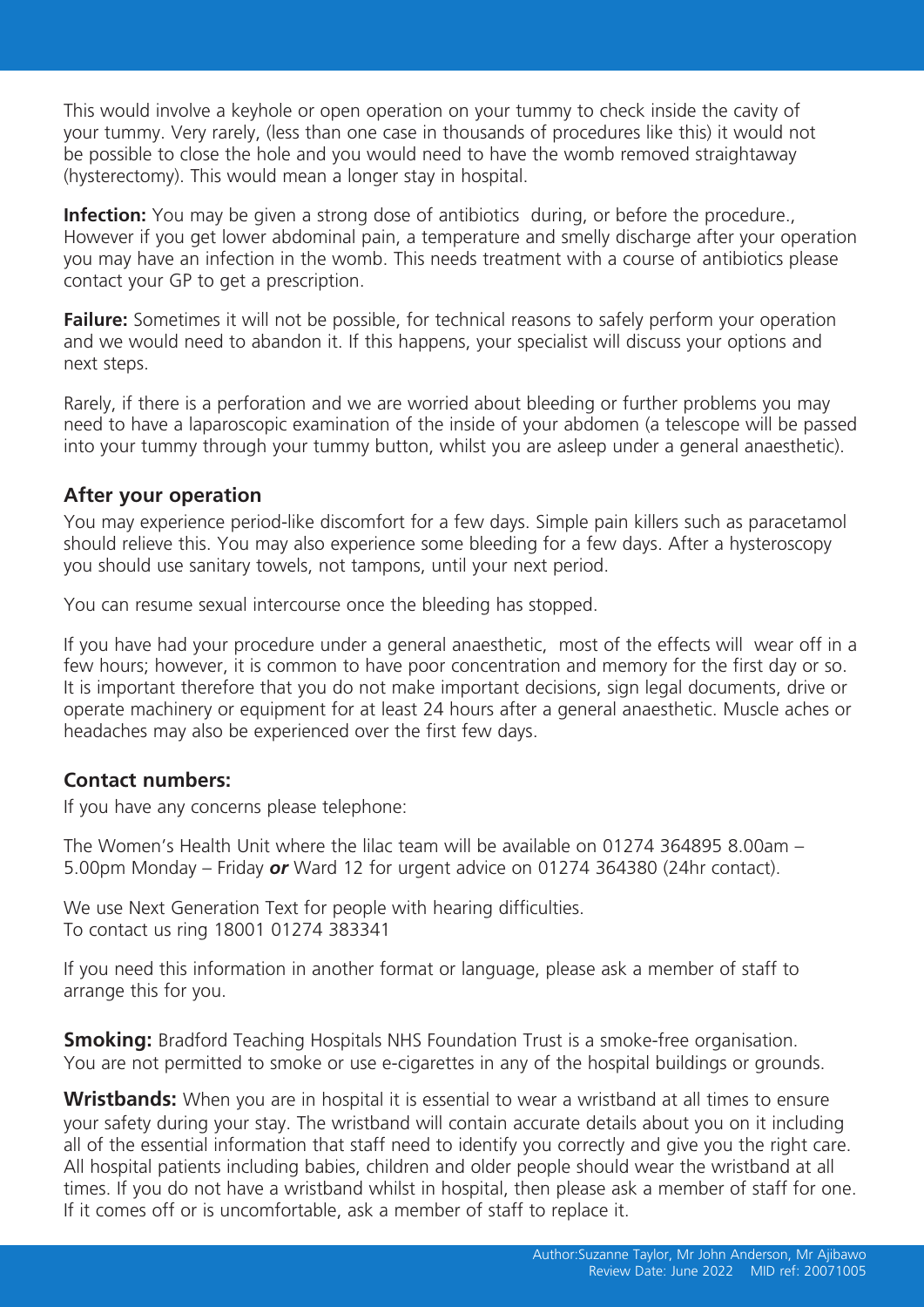This would involve a keyhole or open operation on your tummy to check inside the cavity of your tummy. Very rarely, (less than one case in thousands of procedures like this) it would not be possible to close the hole and you would need to have the womb removed straightaway (hysterectomy). This would mean a longer stay in hospital.

**Infection:** You may be given a strong dose of antibiotics during, or before the procedure., However if you get lower abdominal pain, a temperature and smelly discharge after your operation you may have an infection in the womb. This needs treatment with a course of antibiotics please contact your GP to get a prescription.

**Failure:** Sometimes it will not be possible, for technical reasons to safely perform your operation and we would need to abandon it. If this happens, your specialist will discuss your options and next steps.

Rarely, if there is a perforation and we are worried about bleeding or further problems you may need to have a laparoscopic examination of the inside of your abdomen (a telescope will be passed into your tummy through your tummy button, whilst you are asleep under a general anaesthetic).

### After your operation

You may experience period-like discomfort for a few days. Simple pain killers such as paracetamol should relieve this. You may also experience some bleeding for a few days. After a hysteroscopy you should use sanitary towels, not tampons, until your next period.

You can resume sexual intercourse once the bleeding has stopped.

If you have had your procedure under a general anaesthetic, most of the effects will wear off in a few hours; however, it is common to have poor concentration and memory for the first day or so. It is important therefore that you do not make important decisions, sign legal documents, drive or operate machinery or equipment for at least 24 hours after a general anaesthetic. Muscle aches or headaches may also be experienced over the first few days.

### Contact numbers:

If you have any concerns please telephone:

The Women's Health Unit where the lilac team will be available on 01274 364895 8.00am – 5.00pm Monday – Friday ***or*** Ward 12 for urgent advice on 01274 364380 (24hr contact).

We use Next Generation Text for people with hearing difficulties.
To contact us ring 18001 01274 383341

If you need this information in another format or language, please ask a member of staff to arrange this for you.

**Smoking:** Bradford Teaching Hospitals NHS Foundation Trust is a smoke-free organisation. You are not permitted to smoke or use e-cigarettes in any of the hospital buildings or grounds.

**Wristbands:** When you are in hospital it is essential to wear a wristband at all times to ensure your safety during your stay. The wristband will contain accurate details about you on it including all of the essential information that staff need to identify you correctly and give you the right care. All hospital patients including babies, children and older people should wear the wristband at all times. If you do not have a wristband whilst in hospital, then please ask a member of staff for one. If it comes off or is uncomfortable, ask a member of staff to replace it.

Author:Suzanne Taylor, Mr John Anderson, Mr Ajibawo
Review Date: June 2022 MID ref: 20071005